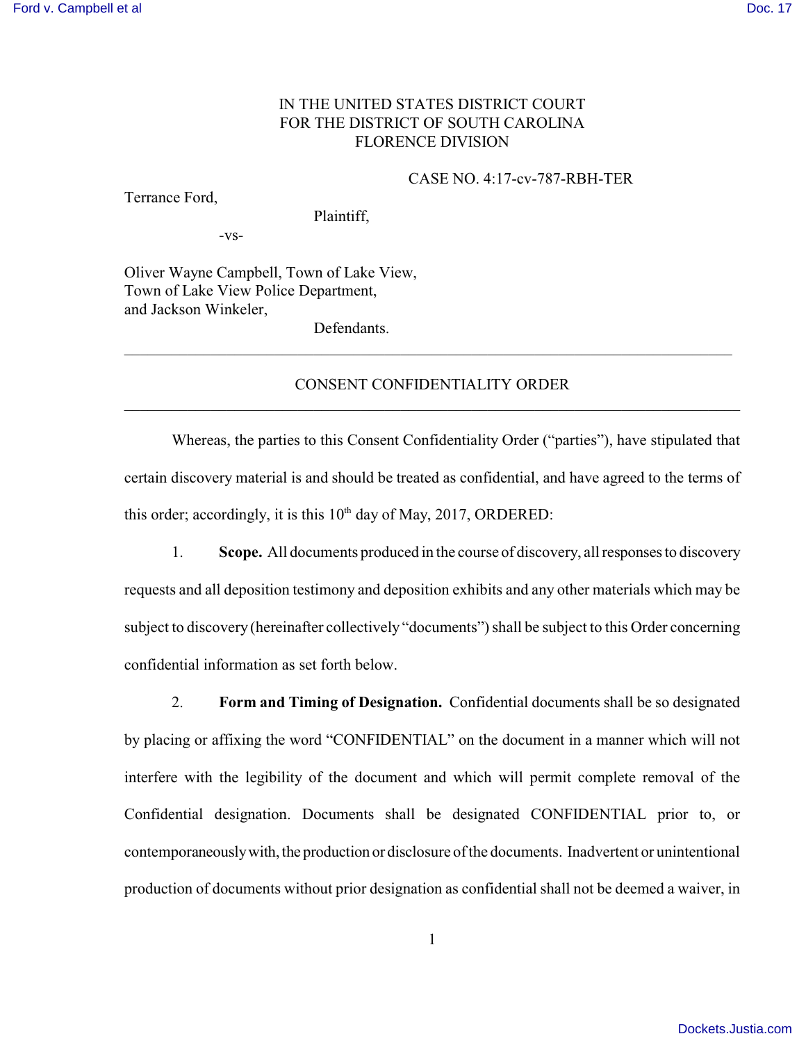IN THE UNITED STATES DISTRICT COURT
FOR THE DISTRICT OF SOUTH CAROLINA
FLORENCE DIVISION

CASE NO. 4:17-cv-787-RBH-TER

Terrance Ford,

Plaintiff,

-vs-

Oliver Wayne Campbell, Town of Lake View, Town of Lake View Police Department, and Jackson Winkeler,

Defendants.

---

CONSENT CONFIDENTIALITY ORDER

---

Whereas, the parties to this Consent Confidentiality Order ("parties"), have stipulated that certain discovery material is and should be treated as confidential, and have agreed to the terms of this order; accordingly, it is this 10th day of May, 2017, ORDERED:

1. **Scope.** All documents produced in the course of discovery, all responses to discovery requests and all deposition testimony and deposition exhibits and any other materials which may be subject to discovery (hereinafter collectively "documents") shall be subject to this Order concerning confidential information as set forth below.

2. **Form and Timing of Designation.** Confidential documents shall be so designated by placing or affixing the word "CONFIDENTIAL" on the document in a manner which will not interfere with the legibility of the document and which will permit complete removal of the Confidential designation. Documents shall be designated CONFIDENTIAL prior to, or contemporaneously with, the production or disclosure of the documents. Inadvertent or unintentional production of documents without prior designation as confidential shall not be deemed a waiver, in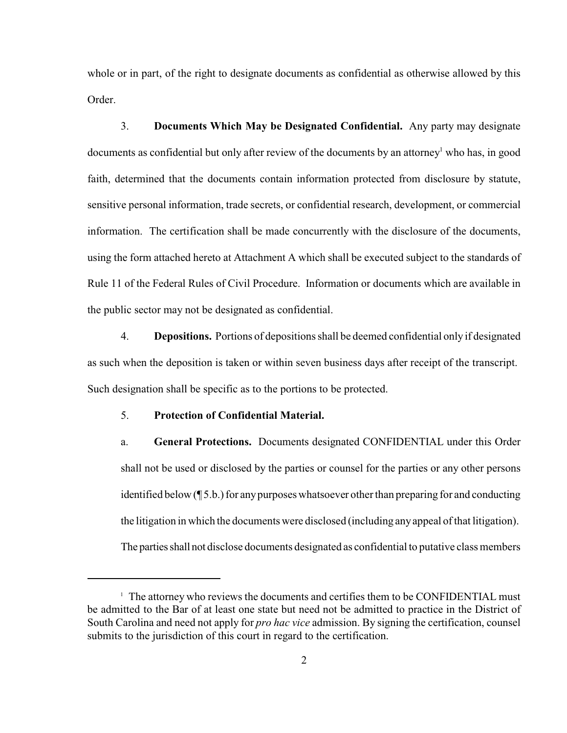whole or in part, of the right to designate documents as confidential as otherwise allowed by this Order.

3. **Documents Which May be Designated Confidential.** Any party may designate documents as confidential but only after review of the documents by an attorney[1] who has, in good faith, determined that the documents contain information protected from disclosure by statute, sensitive personal information, trade secrets, or confidential research, development, or commercial information. The certification shall be made concurrently with the disclosure of the documents, using the form attached hereto at Attachment A which shall be executed subject to the standards of Rule 11 of the Federal Rules of Civil Procedure. Information or documents which are available in the public sector may not be designated as confidential.

4. **Depositions.** Portions of depositions shall be deemed confidential only if designated as such when the deposition is taken or within seven business days after receipt of the transcript. Such designation shall be specific as to the portions to be protected.

5. **Protection of Confidential Material.**

a. **General Protections.** Documents designated CONFIDENTIAL under this Order shall not be used or disclosed by the parties or counsel for the parties or any other persons identified below (¶ 5.b.) for any purposes whatsoever other than preparing for and conducting the litigation in which the documents were disclosed (including any appeal of that litigation). The parties shall not disclose documents designated as confidential to putative class members

---

[1] The attorney who reviews the documents and certifies them to be CONFIDENTIAL must be admitted to the Bar of at least one state but need not be admitted to practice in the District of South Carolina and need not apply for *pro hac vice* admission. By signing the certification, counsel submits to the jurisdiction of this court in regard to the certification.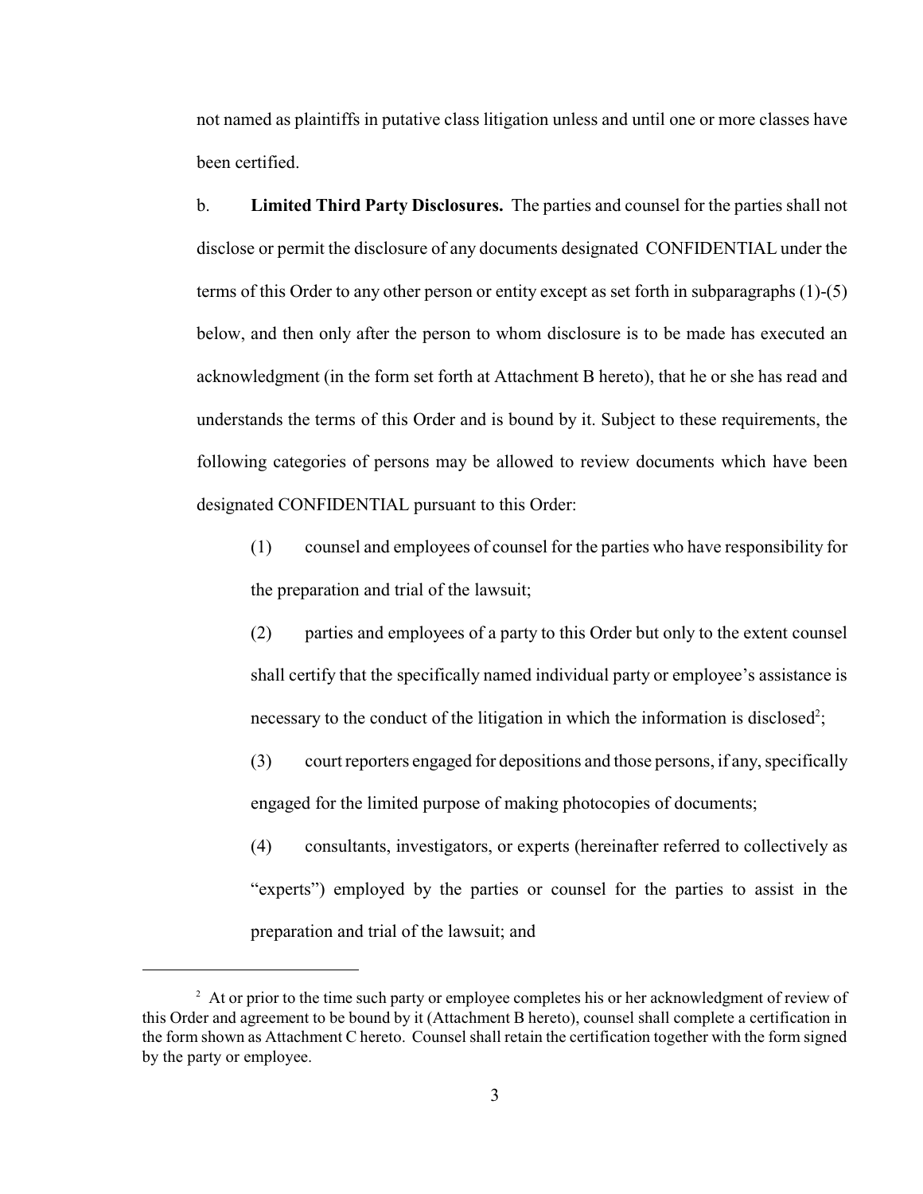not named as plaintiffs in putative class litigation unless and until one or more classes have been certified.

b. **Limited Third Party Disclosures.** The parties and counsel for the parties shall not disclose or permit the disclosure of any documents designated CONFIDENTIAL under the terms of this Order to any other person or entity except as set forth in subparagraphs (1)-(5) below, and then only after the person to whom disclosure is to be made has executed an acknowledgment (in the form set forth at Attachment B hereto), that he or she has read and understands the terms of this Order and is bound by it. Subject to these requirements, the following categories of persons may be allowed to review documents which have been designated CONFIDENTIAL pursuant to this Order:

(1) counsel and employees of counsel for the parties who have responsibility for the preparation and trial of the lawsuit;

(2) parties and employees of a party to this Order but only to the extent counsel shall certify that the specifically named individual party or employee's assistance is necessary to the conduct of the litigation in which the information is disclosed[2];

(3) court reporters engaged for depositions and those persons, if any, specifically engaged for the limited purpose of making photocopies of documents;

(4) consultants, investigators, or experts (hereinafter referred to collectively as "experts") employed by the parties or counsel for the parties to assist in the preparation and trial of the lawsuit; and

---

[2] At or prior to the time such party or employee completes his or her acknowledgment of review of this Order and agreement to be bound by it (Attachment B hereto), counsel shall complete a certification in the form shown as Attachment C hereto. Counsel shall retain the certification together with the form signed by the party or employee.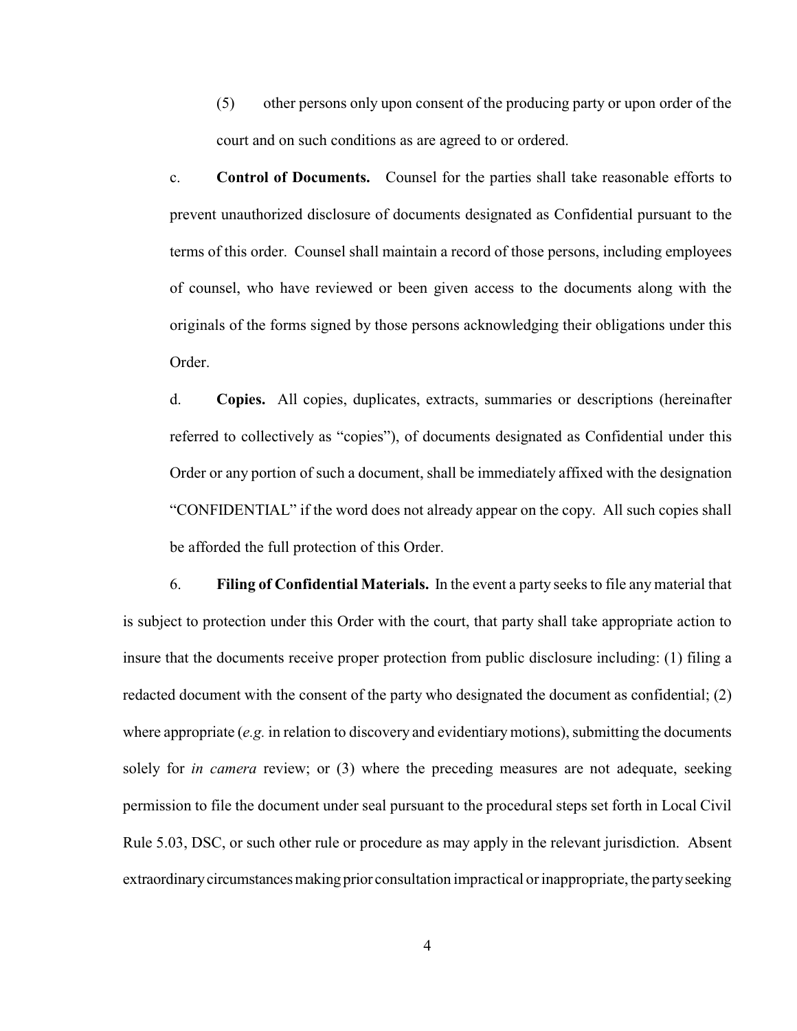(5) other persons only upon consent of the producing party or upon order of the court and on such conditions as are agreed to or ordered.

c. **Control of Documents.** Counsel for the parties shall take reasonable efforts to prevent unauthorized disclosure of documents designated as Confidential pursuant to the terms of this order. Counsel shall maintain a record of those persons, including employees of counsel, who have reviewed or been given access to the documents along with the originals of the forms signed by those persons acknowledging their obligations under this Order.

d. **Copies.** All copies, duplicates, extracts, summaries or descriptions (hereinafter referred to collectively as "copies"), of documents designated as Confidential under this Order or any portion of such a document, shall be immediately affixed with the designation "CONFIDENTIAL" if the word does not already appear on the copy. All such copies shall be afforded the full protection of this Order.

6. **Filing of Confidential Materials.** In the event a party seeks to file any material that is subject to protection under this Order with the court, that party shall take appropriate action to insure that the documents receive proper protection from public disclosure including: (1) filing a redacted document with the consent of the party who designated the document as confidential; (2) where appropriate (*e.g.* in relation to discovery and evidentiary motions), submitting the documents solely for *in camera* review; or (3) where the preceding measures are not adequate, seeking permission to file the document under seal pursuant to the procedural steps set forth in Local Civil Rule 5.03, DSC, or such other rule or procedure as may apply in the relevant jurisdiction. Absent extraordinary circumstances making prior consultation impractical or inappropriate, the party seeking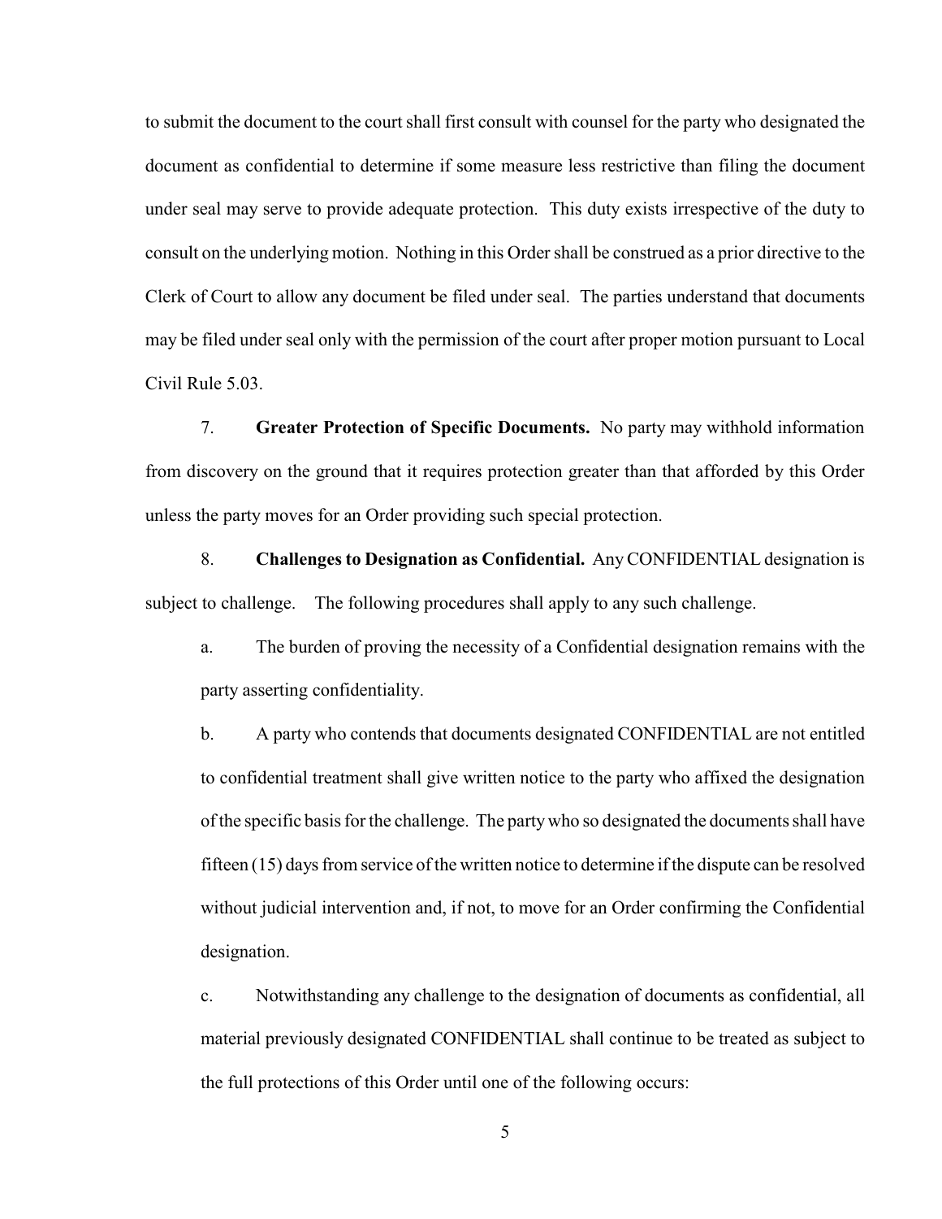to submit the document to the court shall first consult with counsel for the party who designated the document as confidential to determine if some measure less restrictive than filing the document under seal may serve to provide adequate protection. This duty exists irrespective of the duty to consult on the underlying motion. Nothing in this Order shall be construed as a prior directive to the Clerk of Court to allow any document be filed under seal. The parties understand that documents may be filed under seal only with the permission of the court after proper motion pursuant to Local Civil Rule 5.03.

7. **Greater Protection of Specific Documents.** No party may withhold information from discovery on the ground that it requires protection greater than that afforded by this Order unless the party moves for an Order providing such special protection.

8. **Challenges to Designation as Confidential.** Any CONFIDENTIAL designation is subject to challenge. The following procedures shall apply to any such challenge.

a. The burden of proving the necessity of a Confidential designation remains with the party asserting confidentiality.

b. A party who contends that documents designated CONFIDENTIAL are not entitled to confidential treatment shall give written notice to the party who affixed the designation of the specific basis for the challenge. The party who so designated the documents shall have fifteen (15) days from service of the written notice to determine if the dispute can be resolved without judicial intervention and, if not, to move for an Order confirming the Confidential designation.

c. Notwithstanding any challenge to the designation of documents as confidential, all material previously designated CONFIDENTIAL shall continue to be treated as subject to the full protections of this Order until one of the following occurs: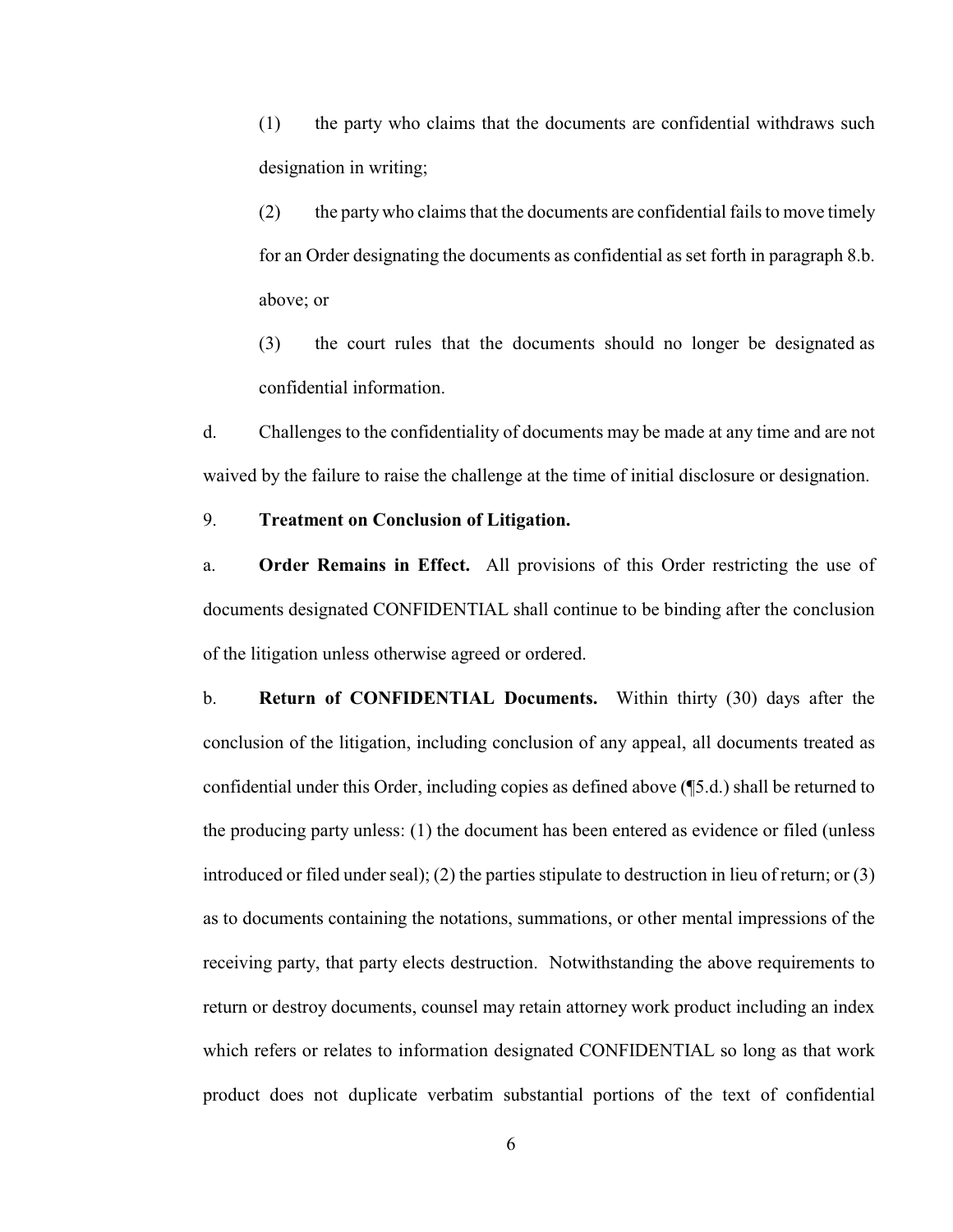(1) the party who claims that the documents are confidential withdraws such designation in writing;

(2) the party who claims that the documents are confidential fails to move timely for an Order designating the documents as confidential as set forth in paragraph 8.b. above; or

(3) the court rules that the documents should no longer be designated as confidential information.

d. Challenges to the confidentiality of documents may be made at any time and are not waived by the failure to raise the challenge at the time of initial disclosure or designation.

9. **Treatment on Conclusion of Litigation.**

a. **Order Remains in Effect.** All provisions of this Order restricting the use of documents designated CONFIDENTIAL shall continue to be binding after the conclusion of the litigation unless otherwise agreed or ordered.

b. **Return of CONFIDENTIAL Documents.** Within thirty (30) days after the conclusion of the litigation, including conclusion of any appeal, all documents treated as confidential under this Order, including copies as defined above (¶5.d.) shall be returned to the producing party unless: (1) the document has been entered as evidence or filed (unless introduced or filed under seal); (2) the parties stipulate to destruction in lieu of return; or (3) as to documents containing the notations, summations, or other mental impressions of the receiving party, that party elects destruction. Notwithstanding the above requirements to return or destroy documents, counsel may retain attorney work product including an index which refers or relates to information designated CONFIDENTIAL so long as that work product does not duplicate verbatim substantial portions of the text of confidential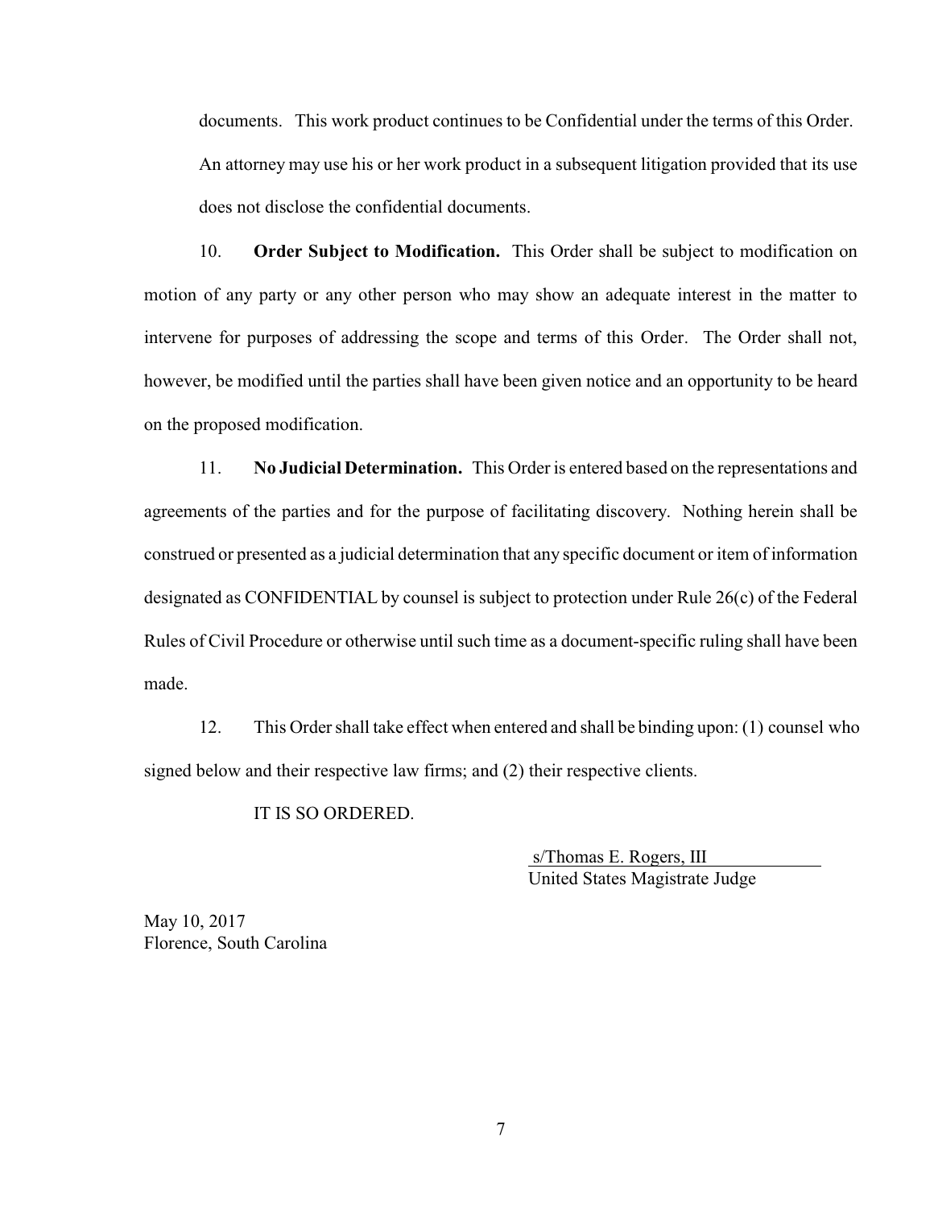documents. This work product continues to be Confidential under the terms of this Order. An attorney may use his or her work product in a subsequent litigation provided that its use does not disclose the confidential documents.

10. **Order Subject to Modification.** This Order shall be subject to modification on motion of any party or any other person who may show an adequate interest in the matter to intervene for purposes of addressing the scope and terms of this Order. The Order shall not, however, be modified until the parties shall have been given notice and an opportunity to be heard on the proposed modification.

11. **No Judicial Determination.** This Order is entered based on the representations and agreements of the parties and for the purpose of facilitating discovery. Nothing herein shall be construed or presented as a judicial determination that any specific document or item of information designated as CONFIDENTIAL by counsel is subject to protection under Rule 26(c) of the Federal Rules of Civil Procedure or otherwise until such time as a document-specific ruling shall have been made.

12. This Order shall take effect when entered and shall be binding upon: (1) counsel who signed below and their respective law firms; and (2) their respective clients.

IT IS SO ORDERED.

s/Thomas E. Rogers, III
United States Magistrate Judge

May 10, 2017
Florence, South Carolina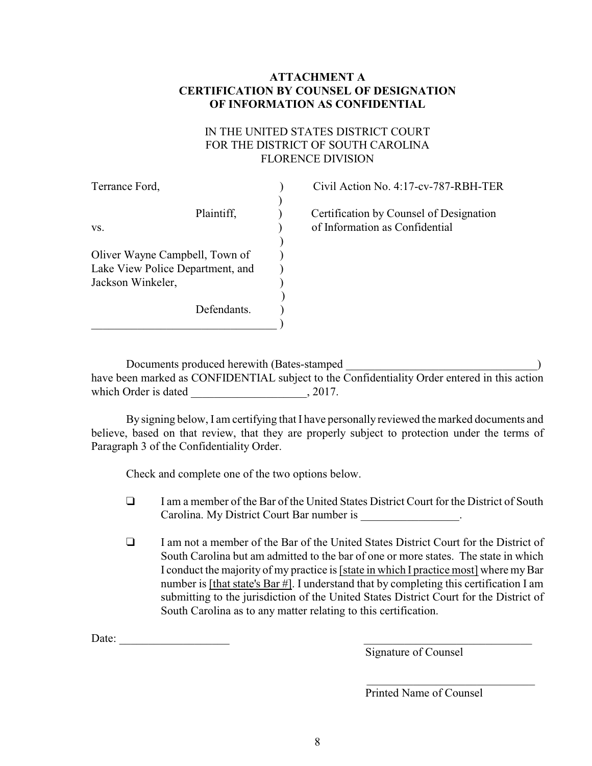**ATTACHMENT A**
**CERTIFICATION BY COUNSEL OF DESIGNATION OF INFORMATION AS CONFIDENTIAL**

IN THE UNITED STATES DISTRICT COURT
FOR THE DISTRICT OF SOUTH CAROLINA
FLORENCE DIVISION

| | | |
|---|---|---|
| Terrance Ford, | ) | Civil Action No. 4:17-cv-787-RBH-TER |
| | ) | |
| Plaintiff, | ) | Certification by Counsel of Designation |
| vs. | ) | of Information as Confidential |
| | ) | |
| Oliver Wayne Campbell, Town of | ) | |
| Lake View Police Department, and | ) | |
| Jackson Winkeler, | ) | |
| | ) | |
| Defendants. | ) | |
| ______________________________ | ) | |

Documents produced herewith (Bates-stamped ________________________________) have been marked as CONFIDENTIAL subject to the Confidentiality Order entered in this action which Order is dated ___________________, 2017.

By signing below, I am certifying that I have personally reviewed the marked documents and believe, based on that review, that they are properly subject to protection under the terms of Paragraph 3 of the Confidentiality Order.

Check and complete one of the two options below.

- ❑ I am a member of the Bar of the United States District Court for the District of South Carolina. My District Court Bar number is ________________.

- ❑ I am not a member of the Bar of the United States District Court for the District of South Carolina but am admitted to the bar of one or more states. The state in which I conduct the majority of my practice is [state in which I practice most] where my Bar number is [that state's Bar #]. I understand that by completing this certification I am submitting to the jurisdiction of the United States District Court for the District of South Carolina as to any matter relating to this certification.

Date: ___________________

______________________________
Signature of Counsel

______________________________
Printed Name of Counsel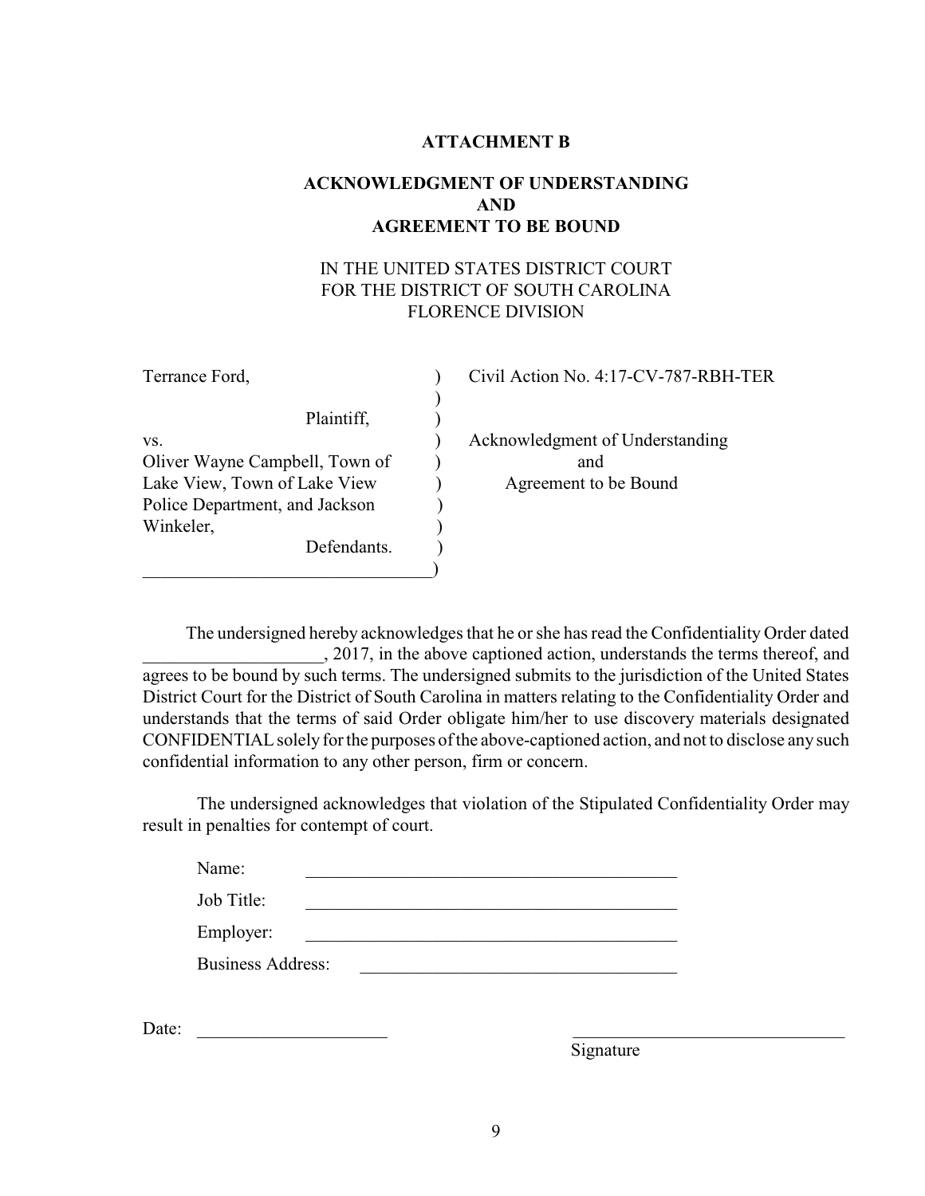**ATTACHMENT B**

**ACKNOWLEDGMENT OF UNDERSTANDING**
**AND**
**AGREEMENT TO BE BOUND**

IN THE UNITED STATES DISTRICT COURT
FOR THE DISTRICT OF SOUTH CAROLINA
FLORENCE DIVISION

| | | |
|---|---|---|
| Terrance Ford, | ) | Civil Action No. 4:17-CV-787-RBH-TER |
| | ) | |
| Plaintiff, | ) | |
| vs. | ) | Acknowledgment of Understanding |
| Oliver Wayne Campbell, Town of | ) | and |
| Lake View, Town of Lake View | ) | Agreement to be Bound |
| Police Department, and Jackson | ) | |
| Winkeler, | ) | |
| Defendants. | ) | |
| ______________________________ | ) | |

The undersigned hereby acknowledges that he or she has read the Confidentiality Order dated ____________________, 2017, in the above captioned action, understands the terms thereof, and agrees to be bound by such terms. The undersigned submits to the jurisdiction of the United States District Court for the District of South Carolina in matters relating to the Confidentiality Order and understands that the terms of said Order obligate him/her to use discovery materials designated CONFIDENTIAL solely for the purposes of the above-captioned action, and not to disclose any such confidential information to any other person, firm or concern.

The undersigned acknowledges that violation of the Stipulated Confidentiality Order may result in penalties for contempt of court.

Name: ____________________________________________

Job Title: ____________________________________________

Employer: ____________________________________________

Business Address: ____________________________________

Date: ______________________ ________________________________
Signature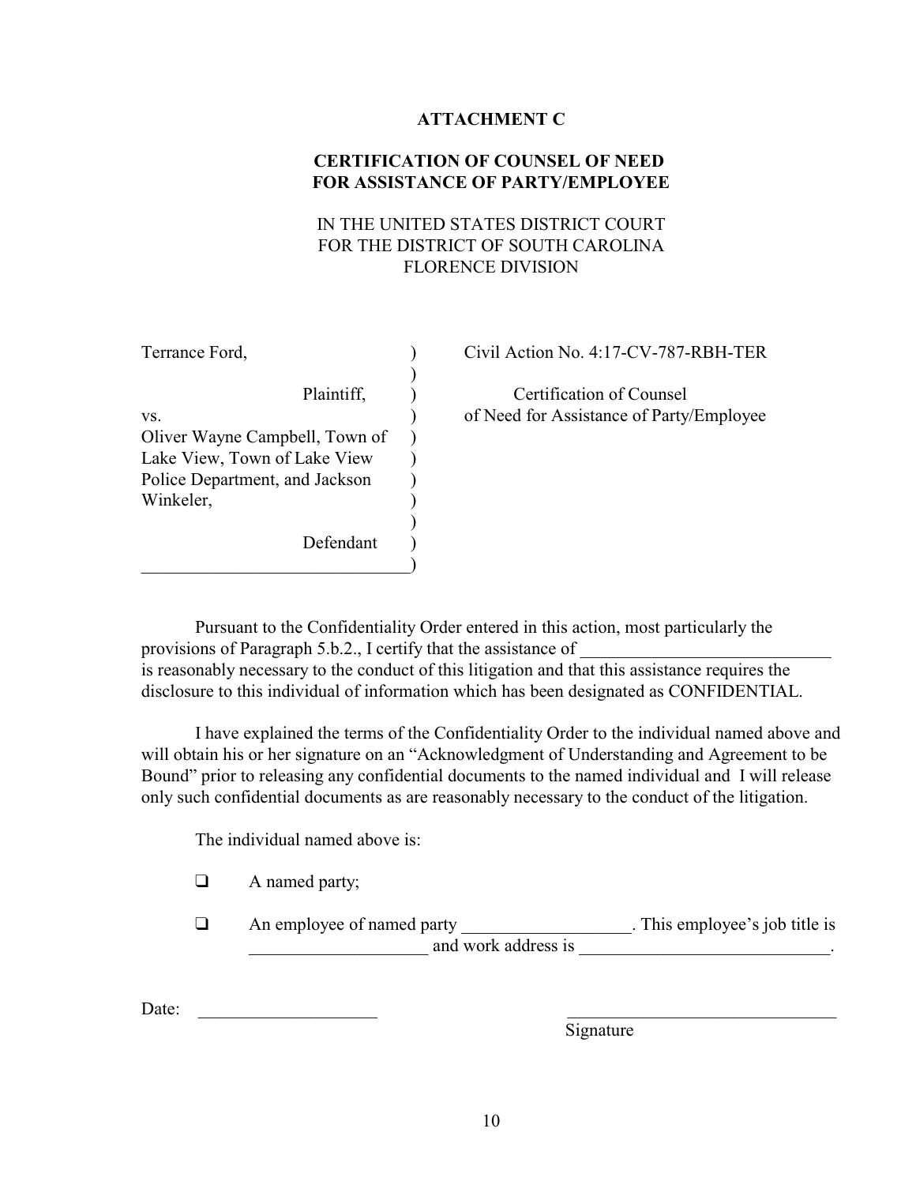**ATTACHMENT C**

**CERTIFICATION OF COUNSEL OF NEED FOR ASSISTANCE OF PARTY/EMPLOYEE**

IN THE UNITED STATES DISTRICT COURT
FOR THE DISTRICT OF SOUTH CAROLINA
FLORENCE DIVISION

| | | |
|---|---|---|
| Terrance Ford, | ) | Civil Action No. 4:17-CV-787-RBH-TER |
| | ) | |
| Plaintiff, | ) | Certification of Counsel |
| vs. | ) | of Need for Assistance of Party/Employee |
| Oliver Wayne Campbell, Town of Lake View, Town of Lake View Police Department, and Jackson Winkeler, | ) | |
| | ) | |
| Defendant | ) | |
| ______________________________ | ) | |

Pursuant to the Confidentiality Order entered in this action, most particularly the provisions of Paragraph 5.b.2., I certify that the assistance of ____________________________ is reasonably necessary to the conduct of this litigation and that this assistance requires the disclosure to this individual of information which has been designated as CONFIDENTIAL.

I have explained the terms of the Confidentiality Order to the individual named above and will obtain his or her signature on an "Acknowledgment of Understanding and Agreement to be Bound" prior to releasing any confidential documents to the named individual and I will release only such confidential documents as are reasonably necessary to the conduct of the litigation.

The individual named above is:

- ❑ A named party;
- ❑ An employee of named party __________________. This employee's job title is ____________________ and work address is ____________________________.

Date: ____________________ _______________________________
Signature